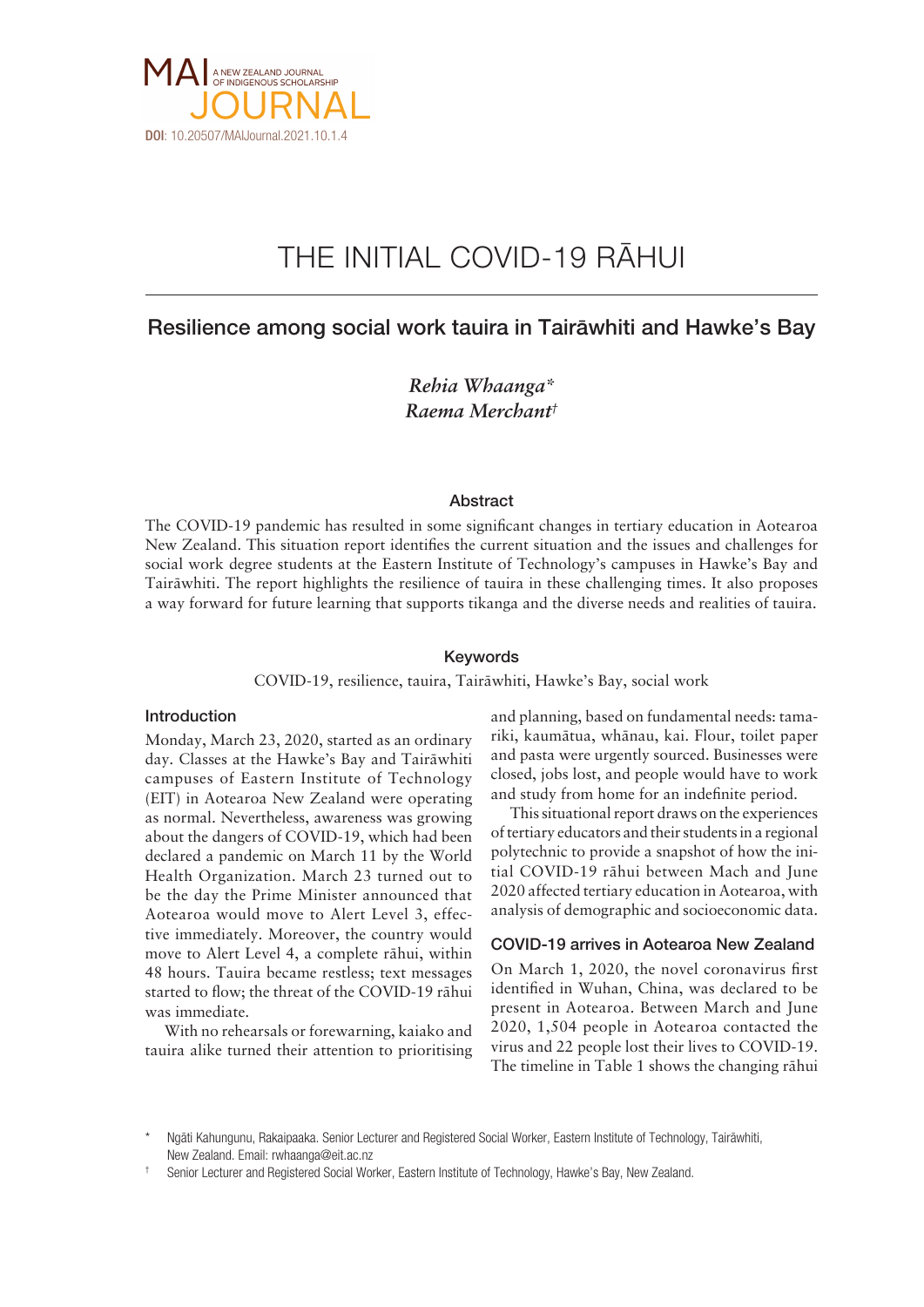MAI JOURNAL — A NEW ZEALAND JOURNAL OF INDIGENOUS SCHOLARSHIP

**DOI**: 10.20507/MAIJournal.2021.10.1.4

# THE INITIAL COVID-19 RĀHUI

## Resilience among social work tauira in Tairāwhiti and Hawke's Bay

*Rehia Whaanga\**
*Raema Merchant†*

### Abstract

The COVID-19 pandemic has resulted in some significant changes in tertiary education in Aotearoa New Zealand. This situation report identifies the current situation and the issues and challenges for social work degree students at the Eastern Institute of Technology's campuses in Hawke's Bay and Tairāwhiti. The report highlights the resilience of tauira in these challenging times. It also proposes a way forward for future learning that supports tikanga and the diverse needs and realities of tauira.

### Keywords

COVID-19, resilience, tauira, Tairāwhiti, Hawke's Bay, social work

### Introduction

Monday, March 23, 2020, started as an ordinary day. Classes at the Hawke's Bay and Tairāwhiti campuses of Eastern Institute of Technology (EIT) in Aotearoa New Zealand were operating as normal. Nevertheless, awareness was growing about the dangers of COVID-19, which had been declared a pandemic on March 11 by the World Health Organization. March 23 turned out to be the day the Prime Minister announced that Aotearoa would move to Alert Level 3, effective immediately. Moreover, the country would move to Alert Level 4, a complete rāhui, within 48 hours. Tauira became restless; text messages started to flow; the threat of the COVID-19 rāhui was immediate.

With no rehearsals or forewarning, kaiako and tauira alike turned their attention to prioritising and planning, based on fundamental needs: tamariki, kaumātua, whānau, kai. Flour, toilet paper and pasta were urgently sourced. Businesses were closed, jobs lost, and people would have to work and study from home for an indefinite period.

This situational report draws on the experiences of tertiary educators and their students in a regional polytechnic to provide a snapshot of how the initial COVID-19 rāhui between Mach and June 2020 affected tertiary education in Aotearoa, with analysis of demographic and socioeconomic data.

### COVID-19 arrives in Aotearoa New Zealand

On March 1, 2020, the novel coronavirus first identified in Wuhan, China, was declared to be present in Aotearoa. Between March and June 2020, 1,504 people in Aotearoa contacted the virus and 22 people lost their lives to COVID-19. The timeline in Table 1 shows the changing rāhui

---

\* Ngāti Kahungunu, Rakaipaaka. Senior Lecturer and Registered Social Worker, Eastern Institute of Technology, Tairāwhiti, New Zealand. Email: rwhaanga@eit.ac.nz

† Senior Lecturer and Registered Social Worker, Eastern Institute of Technology, Hawke's Bay, New Zealand.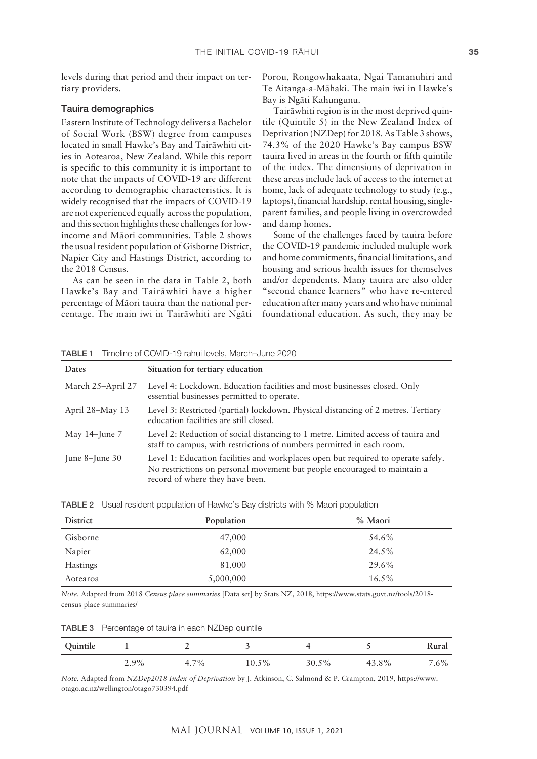levels during that period and their impact on tertiary providers.

### Tauira demographics

Eastern Institute of Technology delivers a Bachelor of Social Work (BSW) degree from campuses located in small Hawke's Bay and Tairāwhiti cities in Aotearoa, New Zealand. While this report is specific to this community it is important to note that the impacts of COVID-19 are different according to demographic characteristics. It is widely recognised that the impacts of COVID-19 are not experienced equally across the population, and this section highlights these challenges for low-income and Māori communities. Table 2 shows the usual resident population of Gisborne District, Napier City and Hastings District, according to the 2018 Census.

As can be seen in the data in Table 2, both Hawke's Bay and Tairāwhiti have a higher percentage of Māori tauira than the national percentage. The main iwi in Tairāwhiti are Ngāti Porou, Rongowhakaata, Ngai Tamanuhiri and Te Aitanga-a-Māhaki. The main iwi in Hawke's Bay is Ngāti Kahungunu.

Tairāwhiti region is in the most deprived quintile (Quintile 5) in the New Zealand Index of Deprivation (NZDep) for 2018. As Table 3 shows, 74.3% of the 2020 Hawke's Bay campus BSW tauira lived in areas in the fourth or fifth quintile of the index. The dimensions of deprivation in these areas include lack of access to the internet at home, lack of adequate technology to study (e.g., laptops), financial hardship, rental housing, single-parent families, and people living in overcrowded and damp homes.

Some of the challenges faced by tauira before the COVID-19 pandemic included multiple work and home commitments, financial limitations, and housing and serious health issues for themselves and/or dependents. Many tauira are also older "second chance learners" who have re-entered education after many years and who have minimal foundational education. As such, they may be

**TABLE 1** Timeline of COVID-19 rāhui levels, March–June 2020

| Dates | Situation for tertiary education |
|---|---|
| March 25–April 27 | Level 4: Lockdown. Education facilities and most businesses closed. Only essential businesses permitted to operate. |
| April 28–May 13 | Level 3: Restricted (partial) lockdown. Physical distancing of 2 metres. Tertiary education facilities are still closed. |
| May 14–June 7 | Level 2: Reduction of social distancing to 1 metre. Limited access of tauira and staff to campus, with restrictions of numbers permitted in each room. |
| June 8–June 30 | Level 1: Education facilities and workplaces open but required to operate safely. No restrictions on personal movement but people encouraged to maintain a record of where they have been. |

**TABLE 2** Usual resident population of Hawke's Bay districts with % Māori population

| District | Population | % Māori |
|---|---|---|
| Gisborne | 47,000 | 54.6% |
| Napier | 62,000 | 24.5% |
| Hastings | 81,000 | 29.6% |
| Aotearoa | 5,000,000 | 16.5% |

*Note*. Adapted from 2018 *Census place summaries* [Data set] by Stats NZ, 2018, https://www.stats.govt.nz/tools/2018-census-place-summaries/

**TABLE 3** Percentage of tauira in each NZDep quintile

| Quintile | 1 | 2 | 3 | 4 | 5 | Rural |
|---|---|---|---|---|---|---|
| | 2.9% | 4.7% | 10.5% | 30.5% | 43.8% | 7.6% |

*Note*. Adapted from *NZDep2018 Index of Deprivation* by J. Atkinson, C. Salmond & P. Crampton, 2019, https://www.otago.ac.nz/wellington/otago730394.pdf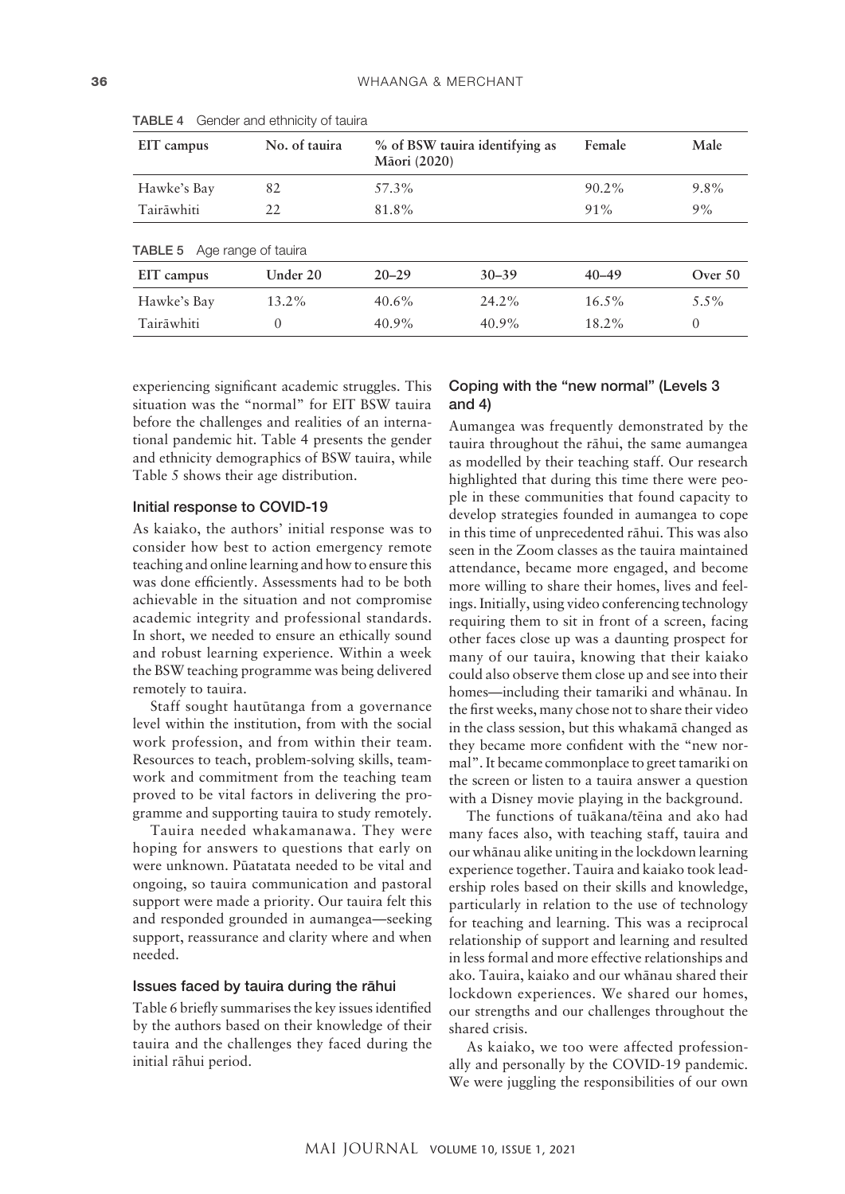TABLE 4 Gender and ethnicity of tauira

| EIT campus | No. of tauira | % of BSW tauira identifying as Māori (2020) | Female | Male |
|---|---|---|---|---|
| Hawke's Bay | 82 | 57.3% | 90.2% | 9.8% |
| Tairāwhiti | 22 | 81.8% | 91% | 9% |

TABLE 5 Age range of tauira

| EIT campus | Under 20 | 20–29 | 30–39 | 40–49 | Over 50 |
|---|---|---|---|---|---|
| Hawke's Bay | 13.2% | 40.6% | 24.2% | 16.5% | 5.5% |
| Tairāwhiti | 0 | 40.9% | 40.9% | 18.2% | 0 |

experiencing significant academic struggles. This situation was the "normal" for EIT BSW tauira before the challenges and realities of an international pandemic hit. Table 4 presents the gender and ethnicity demographics of BSW tauira, while Table 5 shows their age distribution.

### Initial response to COVID-19

As kaiako, the authors' initial response was to consider how best to action emergency remote teaching and online learning and how to ensure this was done efficiently. Assessments had to be both achievable in the situation and not compromise academic integrity and professional standards. In short, we needed to ensure an ethically sound and robust learning experience. Within a week the BSW teaching programme was being delivered remotely to tauira.

Staff sought hautūtanga from a governance level within the institution, from with the social work profession, and from within their team. Resources to teach, problem-solving skills, teamwork and commitment from the teaching team proved to be vital factors in delivering the programme and supporting tauira to study remotely.

Tauira needed whakamanawa. They were hoping for answers to questions that early on were unknown. Pūatatata needed to be vital and ongoing, so tauira communication and pastoral support were made a priority. Our tauira felt this and responded grounded in aumangea—seeking support, reassurance and clarity where and when needed.

### Issues faced by tauira during the rāhui

Table 6 briefly summarises the key issues identified by the authors based on their knowledge of their tauira and the challenges they faced during the initial rāhui period.

### Coping with the "new normal" (Levels 3 and 4)

Aumangea was frequently demonstrated by the tauira throughout the rāhui, the same aumangea as modelled by their teaching staff. Our research highlighted that during this time there were people in these communities that found capacity to develop strategies founded in aumangea to cope in this time of unprecedented rāhui. This was also seen in the Zoom classes as the tauira maintained attendance, became more engaged, and become more willing to share their homes, lives and feelings. Initially, using video conferencing technology requiring them to sit in front of a screen, facing other faces close up was a daunting prospect for many of our tauira, knowing that their kaiako could also observe them close up and see into their homes—including their tamariki and whānau. In the first weeks, many chose not to share their video in the class session, but this whakamā changed as they became more confident with the "new normal". It became commonplace to greet tamariki on the screen or listen to a tauira answer a question with a Disney movie playing in the background.

The functions of tuākana/tēina and ako had many faces also, with teaching staff, tauira and our whānau alike uniting in the lockdown learning experience together. Tauira and kaiako took leadership roles based on their skills and knowledge, particularly in relation to the use of technology for teaching and learning. This was a reciprocal relationship of support and learning and resulted in less formal and more effective relationships and ako. Tauira, kaiako and our whānau shared their lockdown experiences. We shared our homes, our strengths and our challenges throughout the shared crisis.

As kaiako, we too were affected professionally and personally by the COVID-19 pandemic. We were juggling the responsibilities of our own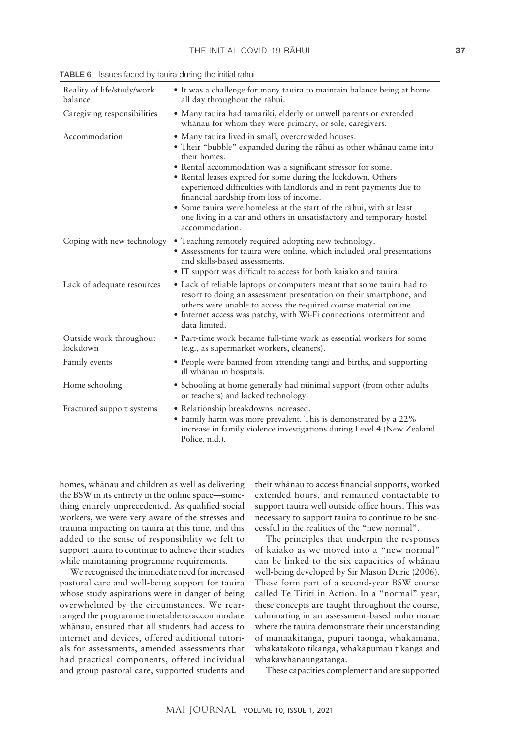**TABLE 6** Issues faced by tauira during the initial rāhui

| | |
|---|---|
| Reality of life/study/work balance | • It was a challenge for many tauira to maintain balance being at home all day throughout the rāhui. |
| Caregiving responsibilities | • Many tauira had tamariki, elderly or unwell parents or extended whānau for whom they were primary, or sole, caregivers. |
| Accommodation | • Many tauira lived in small, overcrowded houses.<br>• Their "bubble" expanded during the rāhui as other whānau came into their homes.<br>• Rental accommodation was a significant stressor for some.<br>• Rental leases expired for some during the lockdown. Others experienced difficulties with landlords and in rent payments due to financial hardship from loss of income.<br>• Some tauira were homeless at the start of the rāhui, with at least one living in a car and others in unsatisfactory and temporary hostel accommodation. |
| Coping with new technology | • Teaching remotely required adopting new technology.<br>• Assessments for tauira were online, which included oral presentations and skills-based assessments.<br>• IT support was difficult to access for both kaiako and tauira. |
| Lack of adequate resources | • Lack of reliable laptops or computers meant that some tauira had to resort to doing an assessment presentation on their smartphone, and others were unable to access the required course material online.<br>• Internet access was patchy, with Wi-Fi connections intermittent and data limited. |
| Outside work throughout lockdown | • Part-time work became full-time work as essential workers for some (e.g., as supermarket workers, cleaners). |
| Family events | • People were banned from attending tangi and births, and supporting ill whānau in hospitals. |
| Home schooling | • Schooling at home generally had minimal support (from other adults or teachers) and lacked technology. |
| Fractured support systems | • Relationship breakdowns increased.<br>• Family harm was more prevalent. This is demonstrated by a 22% increase in family violence investigations during Level 4 (New Zealand Police, n.d.). |

homes, whānau and children as well as delivering the BSW in its entirety in the online space—something entirely unprecedented. As qualified social workers, we were very aware of the stresses and trauma impacting on tauira at this time, and this added to the sense of responsibility we felt to support tauira to continue to achieve their studies while maintaining programme requirements.

We recognised the immediate need for increased pastoral care and well-being support for tauira whose study aspirations were in danger of being overwhelmed by the circumstances. We rearranged the programme timetable to accommodate whānau, ensured that all students had access to internet and devices, offered additional tutorials for assessments, amended assessments that had practical components, offered individual and group pastoral care, supported students and their whānau to access financial supports, worked extended hours, and remained contactable to support tauira well outside office hours. This was necessary to support tauira to continue to be successful in the realities of the "new normal".

The principles that underpin the responses of kaiako as we moved into a "new normal" can be linked to the six capacities of whānau well-being developed by Sir Mason Durie (2006). These form part of a second-year BSW course called Te Tiriti in Action. In a "normal" year, these concepts are taught throughout the course, culminating in an assessment-based noho marae where the tauira demonstrate their understanding of manaakitanga, pupuri taonga, whakamana, whakatakoto tikanga, whakapūmau tikanga and whakawhanaungatanga.

These capacities complement and are supported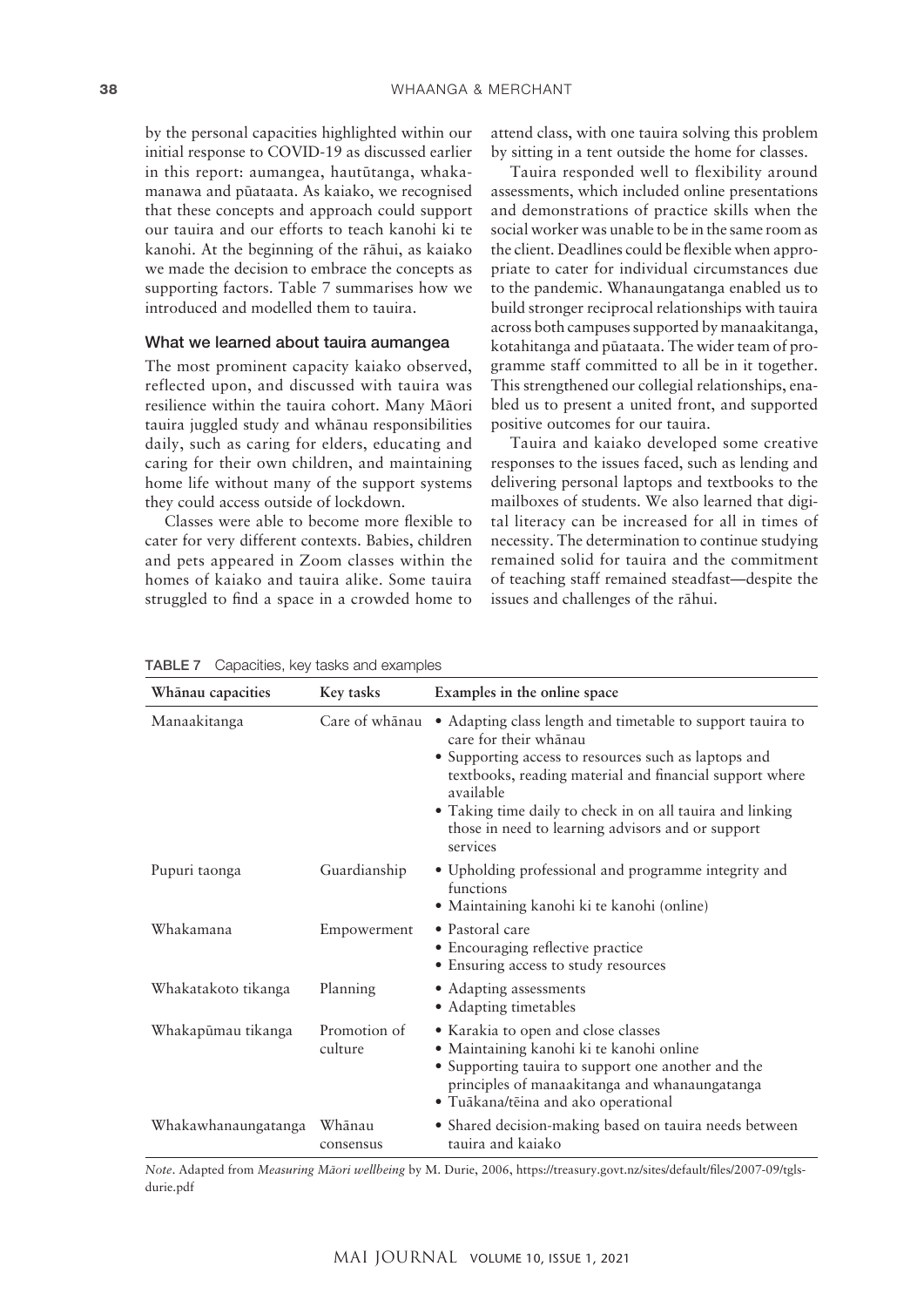by the personal capacities highlighted within our initial response to COVID-19 as discussed earlier in this report: aumangea, hautūtanga, whakamanawa and pūataata. As kaiako, we recognised that these concepts and approach could support our tauira and our efforts to teach kanohi ki te kanohi. At the beginning of the rāhui, as kaiako we made the decision to embrace the concepts as supporting factors. Table 7 summarises how we introduced and modelled them to tauira.

### What we learned about tauira aumangea

The most prominent capacity kaiako observed, reflected upon, and discussed with tauira was resilience within the tauira cohort. Many Māori tauira juggled study and whānau responsibilities daily, such as caring for elders, educating and caring for their own children, and maintaining home life without many of the support systems they could access outside of lockdown.

Classes were able to become more flexible to cater for very different contexts. Babies, children and pets appeared in Zoom classes within the homes of kaiako and tauira alike. Some tauira struggled to find a space in a crowded home to attend class, with one tauira solving this problem by sitting in a tent outside the home for classes.

Tauira responded well to flexibility around assessments, which included online presentations and demonstrations of practice skills when the social worker was unable to be in the same room as the client. Deadlines could be flexible when appropriate to cater for individual circumstances due to the pandemic. Whanaungatanga enabled us to build stronger reciprocal relationships with tauira across both campuses supported by manaakitanga, kotahitanga and pūataata. The wider team of programme staff committed to all be in it together. This strengthened our collegial relationships, enabled us to present a united front, and supported positive outcomes for our tauira.

Tauira and kaiako developed some creative responses to the issues faced, such as lending and delivering personal laptops and textbooks to the mailboxes of students. We also learned that digital literacy can be increased for all in times of necessity. The determination to continue studying remained solid for tauira and the commitment of teaching staff remained steadfast—despite the issues and challenges of the rāhui.

TABLE 7 Capacities, key tasks and examples

| Whānau capacities | Key tasks | Examples in the online space |
|---|---|---|
| Manaakitanga | Care of whānau | • Adapting class length and timetable to support tauira to care for their whānau<br>• Supporting access to resources such as laptops and textbooks, reading material and financial support where available<br>• Taking time daily to check in on all tauira and linking those in need to learning advisors and or support services |
| Pupuri taonga | Guardianship | • Upholding professional and programme integrity and functions<br>• Maintaining kanohi ki te kanohi (online) |
| Whakamana | Empowerment | • Pastoral care<br>• Encouraging reflective practice<br>• Ensuring access to study resources |
| Whakatakoto tikanga | Planning | • Adapting assessments<br>• Adapting timetables |
| Whakapūmau tikanga | Promotion of culture | • Karakia to open and close classes<br>• Maintaining kanohi ki te kanohi online<br>• Supporting tauira to support one another and the principles of manaakitanga and whanaungatanga<br>• Tuākana/tēina and ako operational |
| Whakawhanaungatanga | Whānau consensus | • Shared decision-making based on tauira needs between tauira and kaiako |

*Note*. Adapted from *Measuring Māori wellbeing* by M. Durie, 2006, https://treasury.govt.nz/sites/default/files/2007-09/tgls-durie.pdf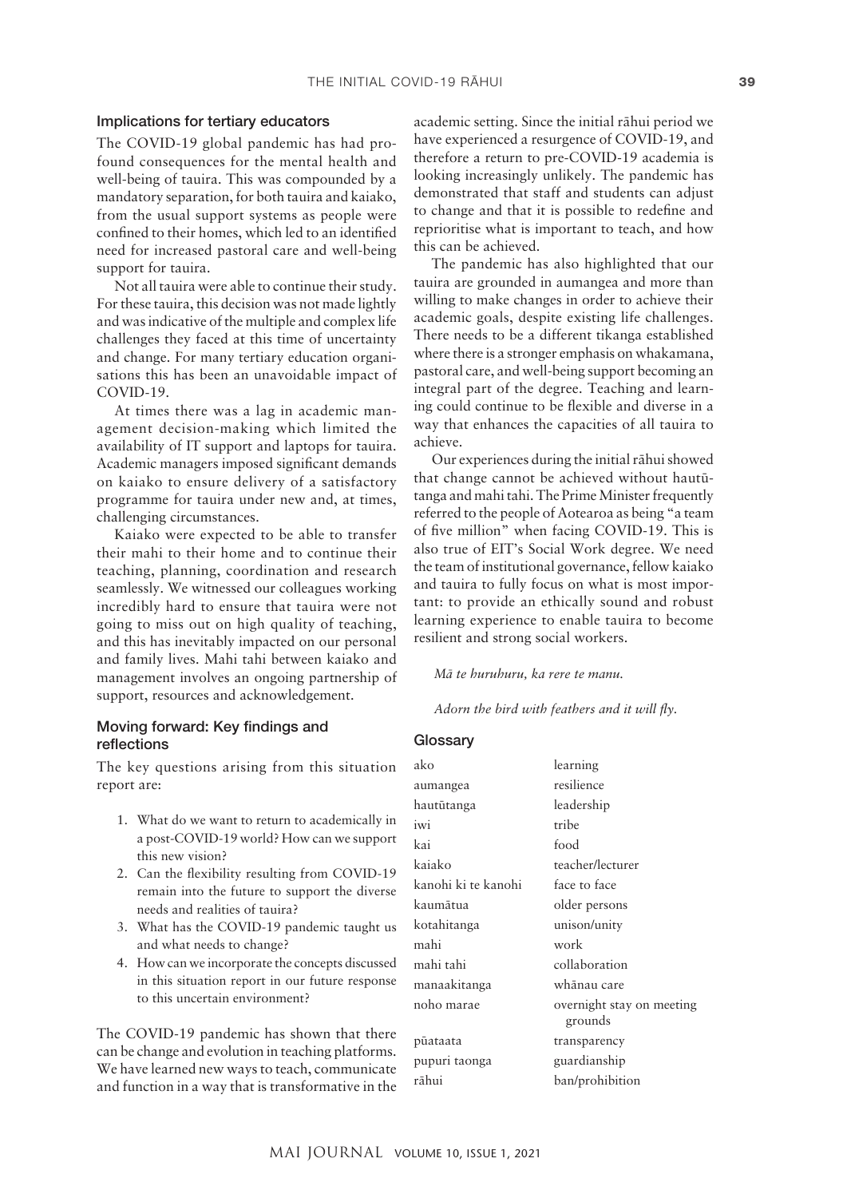## Implications for tertiary educators

The COVID-19 global pandemic has had profound consequences for the mental health and well-being of tauira. This was compounded by a mandatory separation, for both tauira and kaiako, from the usual support systems as people were confined to their homes, which led to an identified need for increased pastoral care and well-being support for tauira.

Not all tauira were able to continue their study. For these tauira, this decision was not made lightly and was indicative of the multiple and complex life challenges they faced at this time of uncertainty and change. For many tertiary education organisations this has been an unavoidable impact of COVID-19.

At times there was a lag in academic management decision-making which limited the availability of IT support and laptops for tauira. Academic managers imposed significant demands on kaiako to ensure delivery of a satisfactory programme for tauira under new and, at times, challenging circumstances.

Kaiako were expected to be able to transfer their mahi to their home and to continue their teaching, planning, coordination and research seamlessly. We witnessed our colleagues working incredibly hard to ensure that tauira were not going to miss out on high quality of teaching, and this has inevitably impacted on our personal and family lives. Mahi tahi between kaiako and management involves an ongoing partnership of support, resources and acknowledgement.

## Moving forward: Key findings and reflections

The key questions arising from this situation report are:

1. What do we want to return to academically in a post-COVID-19 world? How can we support this new vision?
2. Can the flexibility resulting from COVID-19 remain into the future to support the diverse needs and realities of tauira?
3. What has the COVID-19 pandemic taught us and what needs to change?
4. How can we incorporate the concepts discussed in this situation report in our future response to this uncertain environment?

The COVID-19 pandemic has shown that there can be change and evolution in teaching platforms. We have learned new ways to teach, communicate and function in a way that is transformative in the academic setting. Since the initial rāhui period we have experienced a resurgence of COVID-19, and therefore a return to pre-COVID-19 academia is looking increasingly unlikely. The pandemic has demonstrated that staff and students can adjust to change and that it is possible to redefine and reprioritise what is important to teach, and how this can be achieved.

The pandemic has also highlighted that our tauira are grounded in aumangea and more than willing to make changes in order to achieve their academic goals, despite existing life challenges. There needs to be a different tikanga established where there is a stronger emphasis on whakamana, pastoral care, and well-being support becoming an integral part of the degree. Teaching and learning could continue to be flexible and diverse in a way that enhances the capacities of all tauira to achieve.

Our experiences during the initial rāhui showed that change cannot be achieved without hautūtanga and mahi tahi. The Prime Minister frequently referred to the people of Aotearoa as being "a team of five million" when facing COVID-19. This is also true of EIT's Social Work degree. We need the team of institutional governance, fellow kaiako and tauira to fully focus on what is most important: to provide an ethically sound and robust learning experience to enable tauira to become resilient and strong social workers.

*Mā te huruhuru, ka rere te manu.*

*Adorn the bird with feathers and it will fly.*

## Glossary

| | |
|---|---|
| ako | learning |
| aumangea | resilience |
| hautūtanga | leadership |
| iwi | tribe |
| kai | food |
| kaiako | teacher/lecturer |
| kanohi ki te kanohi | face to face |
| kaumātua | older persons |
| kotahitanga | unison/unity |
| mahi | work |
| mahi tahi | collaboration |
| manaakitanga | whānau care |
| noho marae | overnight stay on meeting grounds |
| pūataata | transparency |
| pupuri taonga | guardianship |
| rāhui | ban/prohibition |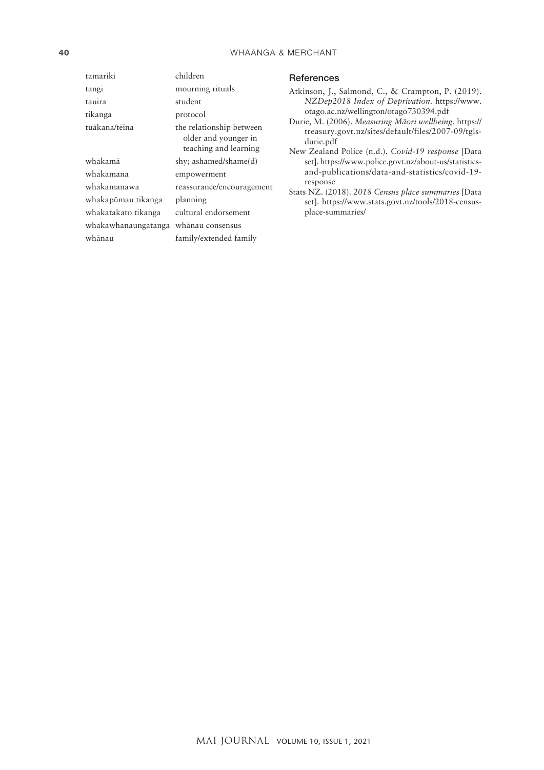| | |
|---|---|
| tamariki | children |
| tangi | mourning rituals |
| tauira | student |
| tikanga | protocol |
| tuākana/tēina | the relationship between older and younger in teaching and learning |
| whakamā | shy; ashamed/shame(d) |
| whakamana | empowerment |
| whakamanawa | reassurance/encouragement |
| whakapūmau tikanga | planning |
| whakatakato tikanga | cultural endorsement |
| whakawhanaungatanga | whānau consensus |
| whānau | family/extended family |

## References

Atkinson, J., Salmond, C., & Crampton, P. (2019). *NZDep2018 Index of Deprivation.* https://www.otago.ac.nz/wellington/otago730394.pdf

Durie, M. (2006). *Measuring Māori wellbeing.* https://treasury.govt.nz/sites/default/files/2007-09/tgls-durie.pdf

New Zealand Police (n.d.). *Covid-19 response* [Data set]. https://www.police.govt.nz/about-us/statistics-and-publications/data-and-statistics/covid-19-response

Stats NZ. (2018). *2018 Census place summaries* [Data set]. https://www.stats.govt.nz/tools/2018-census-place-summaries/